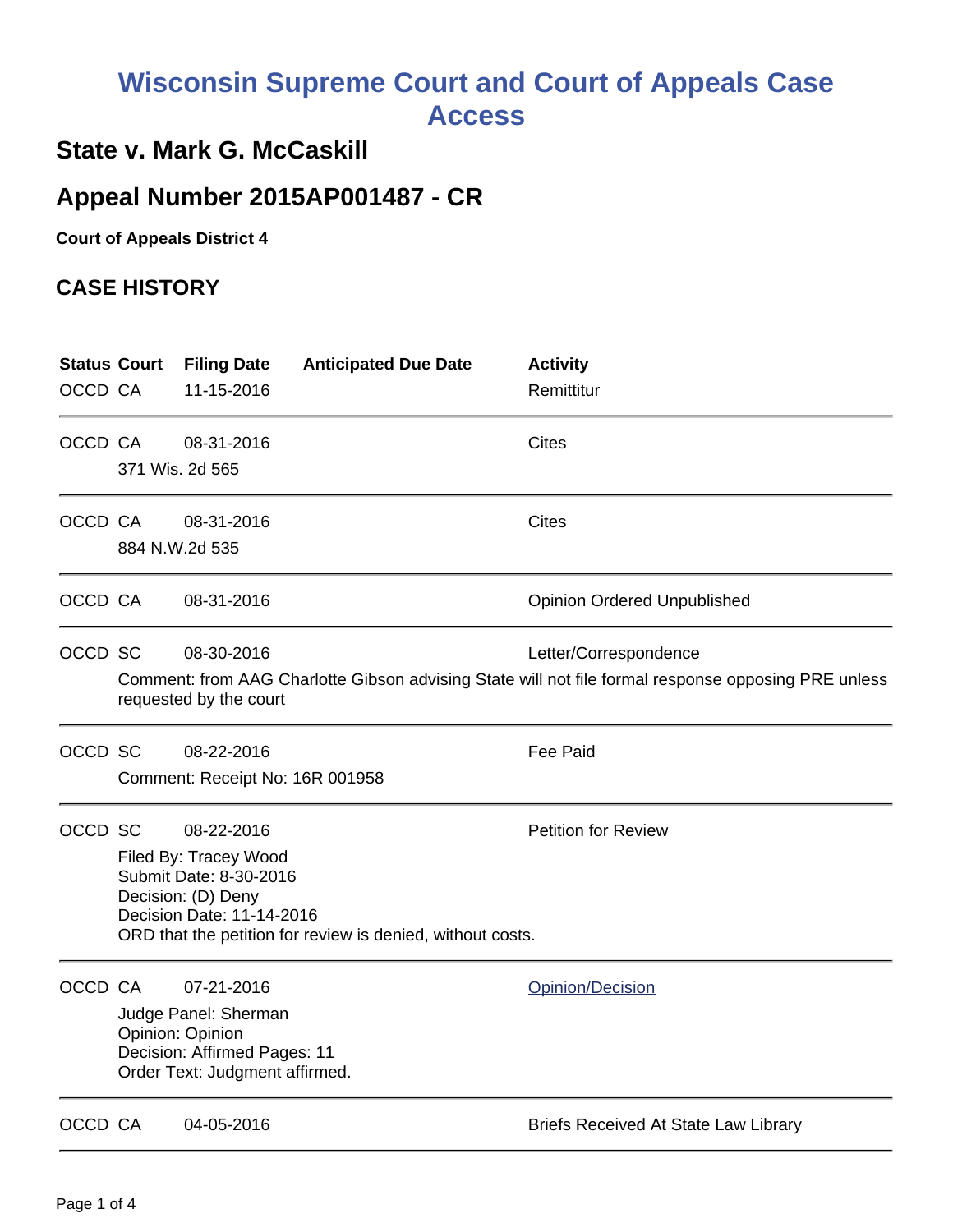# Wisconsin Supreme Court and Court of Appeals Case Access

## State v. Mark G. McCaskill

## Appeal Number 2015AP001487 - CR

**Court of Appeals District 4**

## CASE HISTORY

| Status | Court | Filing Date | Anticipated Due Date | Activity |
|---|---|---|---|---|
| OCCD | CA | 11-15-2016 | | Remittitur |
| OCCD | CA | 08-31-2016 | | Cites |
| | 371 Wis. 2d 565 | | | |
| OCCD | CA | 08-31-2016 | | Cites |
| | 884 N.W.2d 535 | | | |
| OCCD | CA | 08-31-2016 | | Opinion Ordered Unpublished |
| OCCD | SC | 08-30-2016 | | Letter/Correspondence |
| | Comment: from AAG Charlotte Gibson advising State will not file formal response opposing PRE unless requested by the court | | | |
| OCCD | SC | 08-22-2016 | | Fee Paid |
| | Comment: Receipt No: 16R 001958 | | | |
| OCCD | SC | 08-22-2016 | | Petition for Review |
| | Filed By: Tracey Wood<br>Submit Date: 8-30-2016<br>Decision: (D) Deny<br>Decision Date: 11-14-2016<br>ORD that the petition for review is denied, without costs. | | | |
| OCCD | CA | 07-21-2016 | | Opinion/Decision |
| | Judge Panel: Sherman<br>Opinion: Opinion<br>Decision: Affirmed Pages: 11<br>Order Text: Judgment affirmed. | | | |
| OCCD | CA | 04-05-2016 | | Briefs Received At State Law Library |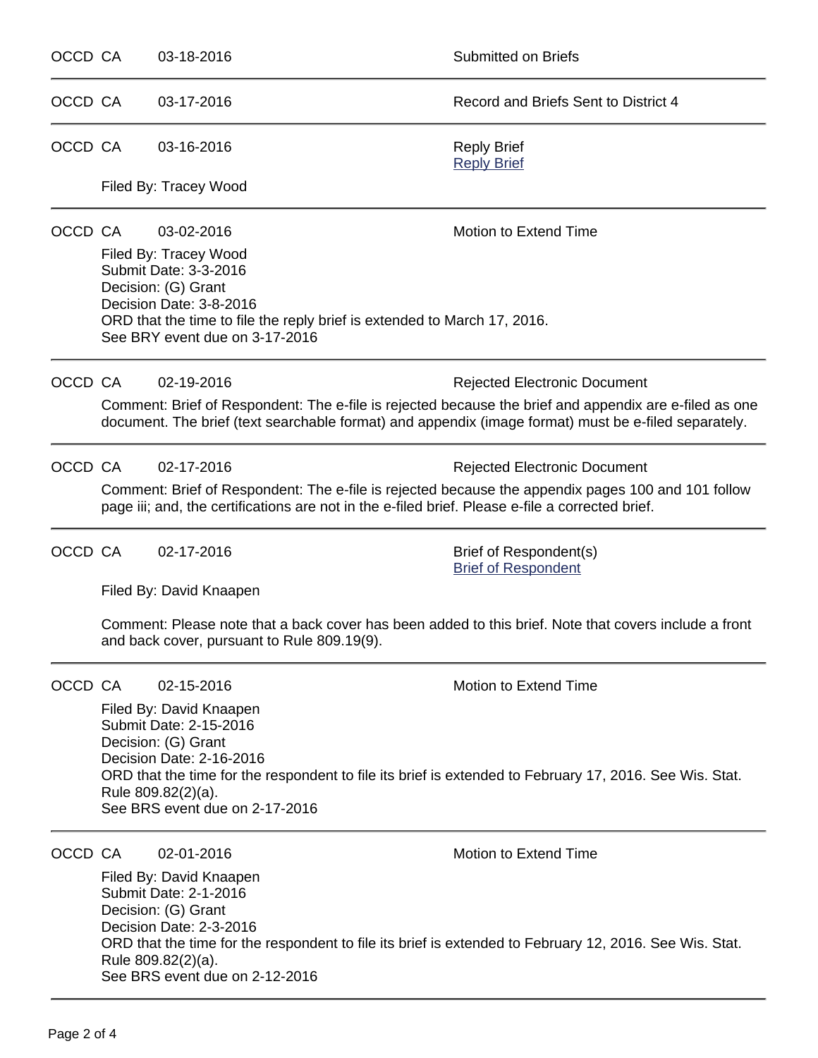OCCD CA 03-18-2016 Submitted on Briefs

---

OCCD CA 03-17-2016 Record and Briefs Sent to District 4

---

OCCD CA 03-16-2016 Reply Brief
[Reply Brief]

Filed By: Tracey Wood

---

OCCD CA 03-02-2016 Motion to Extend Time

Filed By: Tracey Wood
Submit Date: 3-3-2016
Decision: (G) Grant
Decision Date: 3-8-2016
ORD that the time to file the reply brief is extended to March 17, 2016.
See BRY event due on 3-17-2016

---

OCCD CA 02-19-2016 Rejected Electronic Document

Comment: Brief of Respondent: The e-file is rejected because the brief and appendix are e-filed as one document. The brief (text searchable format) and appendix (image format) must be e-filed separately.

---

OCCD CA 02-17-2016 Rejected Electronic Document

Comment: Brief of Respondent: The e-file is rejected because the appendix pages 100 and 101 follow page iii; and, the certifications are not in the e-filed brief. Please e-file a corrected brief.

---

OCCD CA 02-17-2016 Brief of Respondent(s)
[Brief of Respondent]

Filed By: David Knaapen

Comment: Please note that a back cover has been added to this brief. Note that covers include a front and back cover, pursuant to Rule 809.19(9).

---

OCCD CA 02-15-2016 Motion to Extend Time

Filed By: David Knaapen
Submit Date: 2-15-2016
Decision: (G) Grant
Decision Date: 2-16-2016
ORD that the time for the respondent to file its brief is extended to February 17, 2016. See Wis. Stat. Rule 809.82(2)(a).
See BRS event due on 2-17-2016

---

OCCD CA 02-01-2016 Motion to Extend Time

Filed By: David Knaapen
Submit Date: 2-1-2016
Decision: (G) Grant
Decision Date: 2-3-2016
ORD that the time for the respondent to file its brief is extended to February 12, 2016. See Wis. Stat. Rule 809.82(2)(a).
See BRS event due on 2-12-2016

---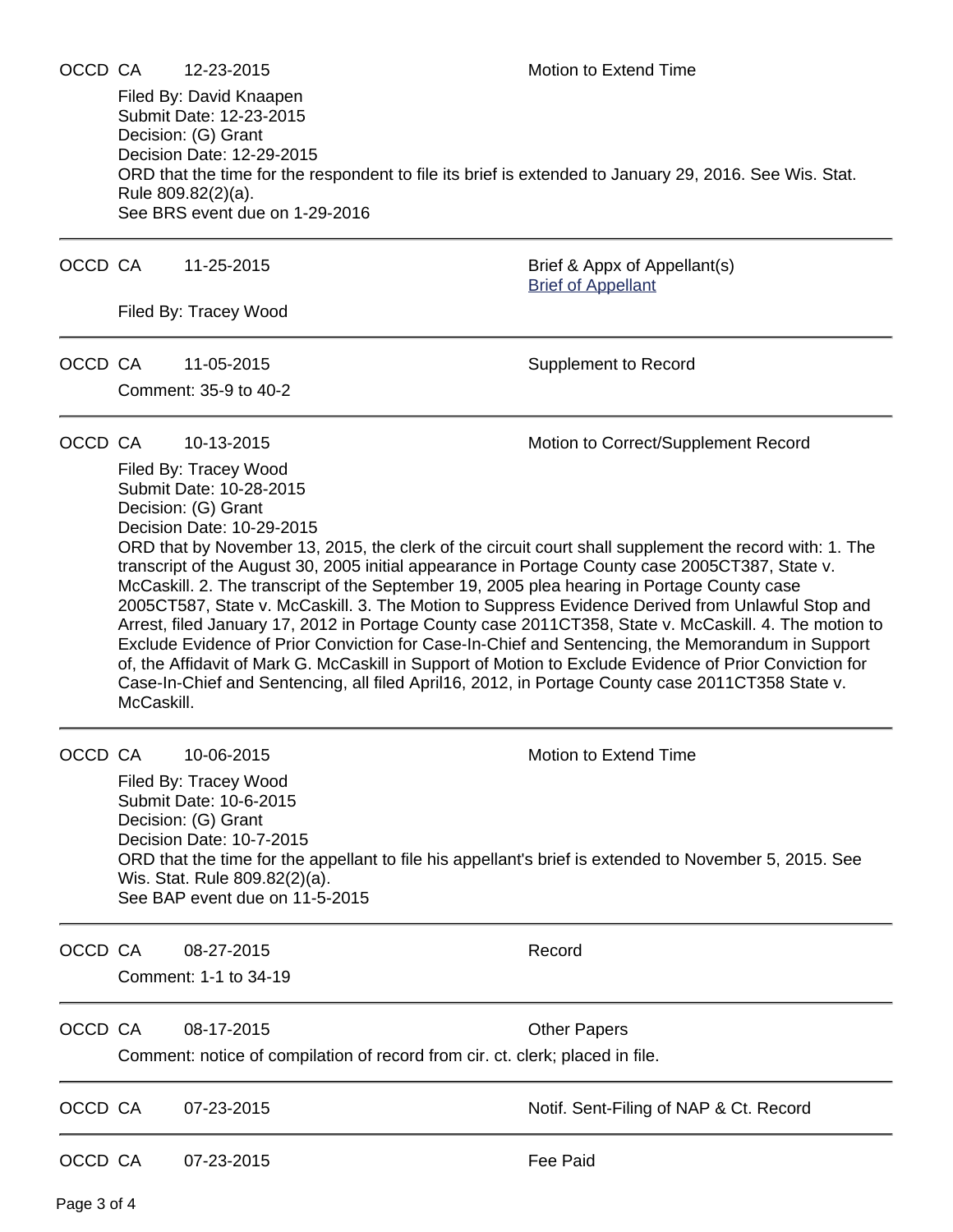OCCD CA 12-23-2015 Motion to Extend Time

Filed By: David Knaapen
Submit Date: 12-23-2015
Decision: (G) Grant
Decision Date: 12-29-2015
ORD that the time for the respondent to file its brief is extended to January 29, 2016. See Wis. Stat. Rule 809.82(2)(a).
See BRS event due on 1-29-2016

---

OCCD CA 11-25-2015 Brief & Appx of Appellant(s)
[Brief of Appellant]

Filed By: Tracey Wood

---

OCCD CA 11-05-2015 Supplement to Record

Comment: 35-9 to 40-2

---

OCCD CA 10-13-2015 Motion to Correct/Supplement Record

Filed By: Tracey Wood
Submit Date: 10-28-2015
Decision: (G) Grant
Decision Date: 10-29-2015
ORD that by November 13, 2015, the clerk of the circuit court shall supplement the record with: 1. The transcript of the August 30, 2005 initial appearance in Portage County case 2005CT387, State v. McCaskill. 2. The transcript of the September 19, 2005 plea hearing in Portage County case 2005CT587, State v. McCaskill. 3. The Motion to Suppress Evidence Derived from Unlawful Stop and Arrest, filed January 17, 2012 in Portage County case 2011CT358, State v. McCaskill. 4. The motion to Exclude Evidence of Prior Conviction for Case-In-Chief and Sentencing, the Memorandum in Support of, the Affidavit of Mark G. McCaskill in Support of Motion to Exclude Evidence of Prior Conviction for Case-In-Chief and Sentencing, all filed April16, 2012, in Portage County case 2011CT358 State v. McCaskill.

---

OCCD CA 10-06-2015 Motion to Extend Time

Filed By: Tracey Wood
Submit Date: 10-6-2015
Decision: (G) Grant
Decision Date: 10-7-2015
ORD that the time for the appellant to file his appellant's brief is extended to November 5, 2015. See Wis. Stat. Rule 809.82(2)(a).
See BAP event due on 11-5-2015

---

OCCD CA 08-27-2015 Record

Comment: 1-1 to 34-19

---

OCCD CA 08-17-2015 Other Papers

Comment: notice of compilation of record from cir. ct. clerk; placed in file.

---

OCCD CA 07-23-2015 Notif. Sent-Filing of NAP & Ct. Record

---

OCCD CA 07-23-2015 Fee Paid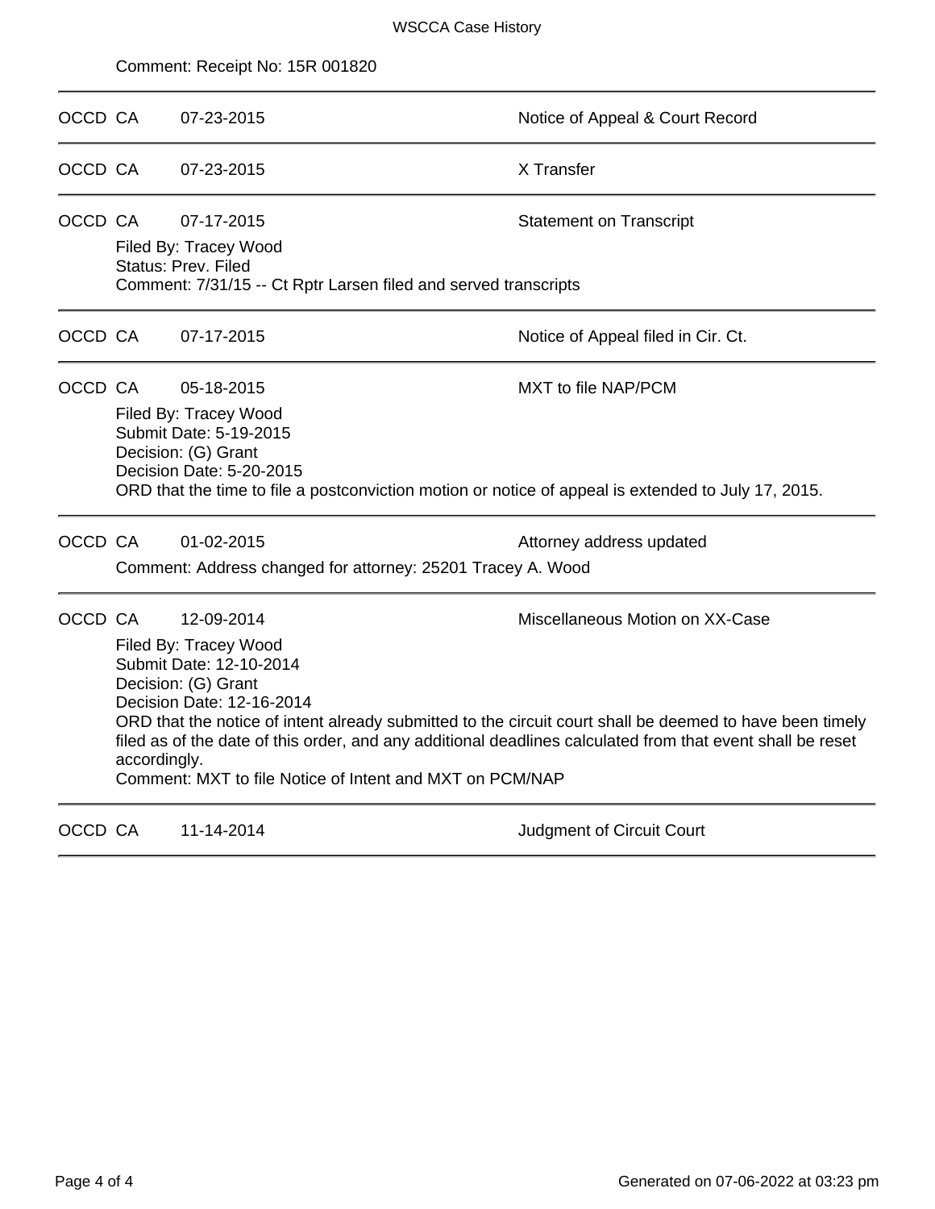Comment: Receipt No: 15R 001820

---

OCCD CA 07-23-2015 Notice of Appeal & Court Record

---

OCCD CA 07-23-2015 X Transfer

---

OCCD CA 07-17-2015 Statement on Transcript

Filed By: Tracey Wood
Status: Prev. Filed
Comment: 7/31/15 -- Ct Rptr Larsen filed and served transcripts

---

OCCD CA 07-17-2015 Notice of Appeal filed in Cir. Ct.

---

OCCD CA 05-18-2015 MXT to file NAP/PCM

Filed By: Tracey Wood
Submit Date: 5-19-2015
Decision: (G) Grant
Decision Date: 5-20-2015
ORD that the time to file a postconviction motion or notice of appeal is extended to July 17, 2015.

---

OCCD CA 01-02-2015 Attorney address updated

Comment: Address changed for attorney: 25201 Tracey A. Wood

---

OCCD CA 12-09-2014 Miscellaneous Motion on XX-Case

Filed By: Tracey Wood
Submit Date: 12-10-2014
Decision: (G) Grant
Decision Date: 12-16-2014
ORD that the notice of intent already submitted to the circuit court shall be deemed to have been timely filed as of the date of this order, and any additional deadlines calculated from that event shall be reset accordingly.
Comment: MXT to file Notice of Intent and MXT on PCM/NAP

---

OCCD CA 11-14-2014 Judgment of Circuit Court

---